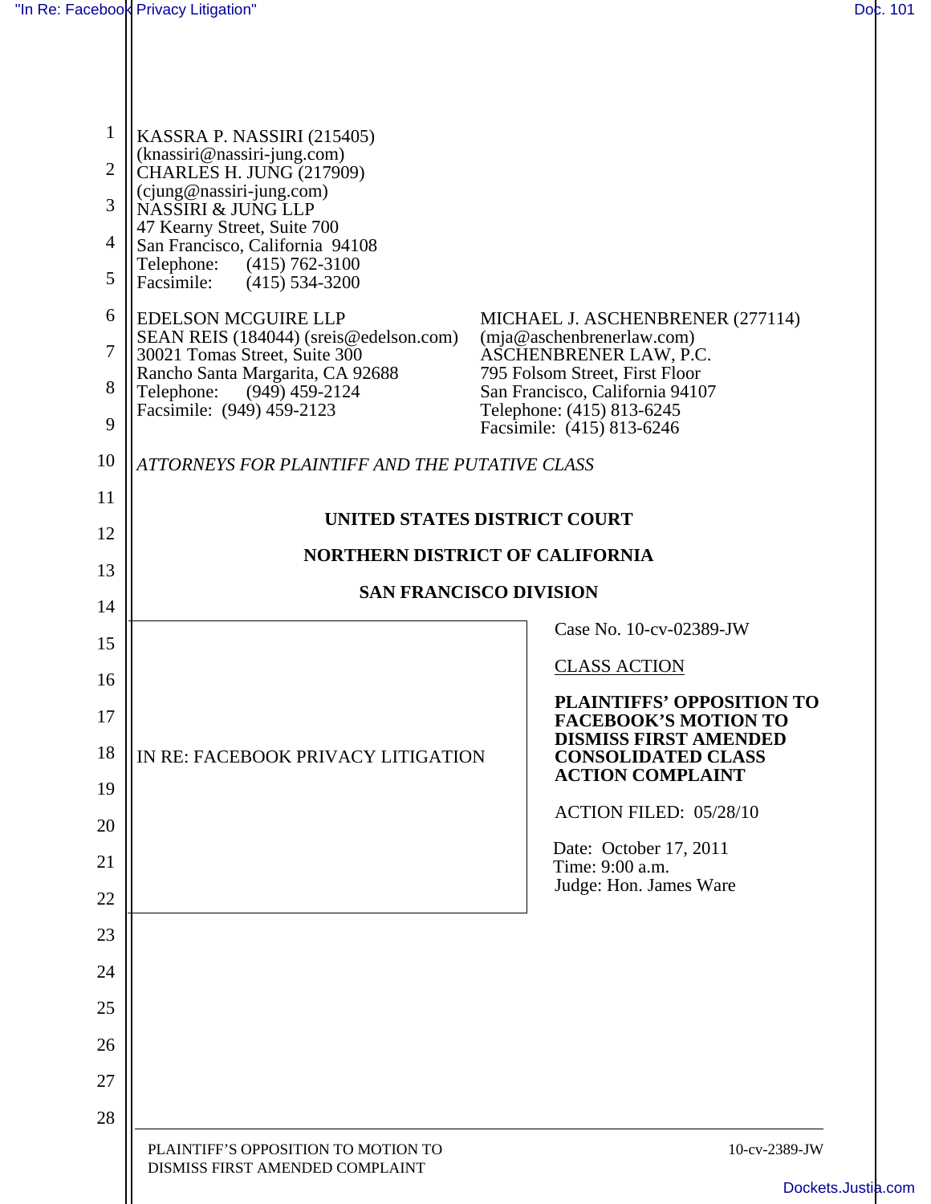KASSRA P. NASSIRI (215405)
(knassiri@nassiri-jung.com)
CHARLES H. JUNG (217909)
(cjung@nassiri-jung.com)
NASSIRI & JUNG LLP
47 Kearny Street, Suite 700
San Francisco, California 94108
Telephone: (415) 762-3100
Facsimile: (415) 534-3200

EDELSON MCGUIRE LLP
SEAN REIS (184044) (sreis@edelson.com)
30021 Tomas Street, Suite 300
Rancho Santa Margarita, CA 92688
Telephone: (949) 459-2124
Facsimile: (949) 459-2123

MICHAEL J. ASCHENBRENER (277114)
(mja@aschenbrenerlaw.com)
ASCHENBRENER LAW, P.C.
795 Folsom Street, First Floor
San Francisco, California 94107
Telephone: (415) 813-6245
Facsimile: (415) 813-6246

*ATTORNEYS FOR PLAINTIFF AND THE PUTATIVE CLASS*

**UNITED STATES DISTRICT COURT**

**NORTHERN DISTRICT OF CALIFORNIA**

**SAN FRANCISCO DIVISION**

IN RE: FACEBOOK PRIVACY LITIGATION

Case No. 10-cv-02389-JW

CLASS ACTION

**PLAINTIFFS' OPPOSITION TO FACEBOOK'S MOTION TO DISMISS FIRST AMENDED CONSOLIDATED CLASS ACTION COMPLAINT**

ACTION FILED: 05/28/10

Date: October 17, 2011
Time: 9:00 a.m.
Judge: Hon. James Ware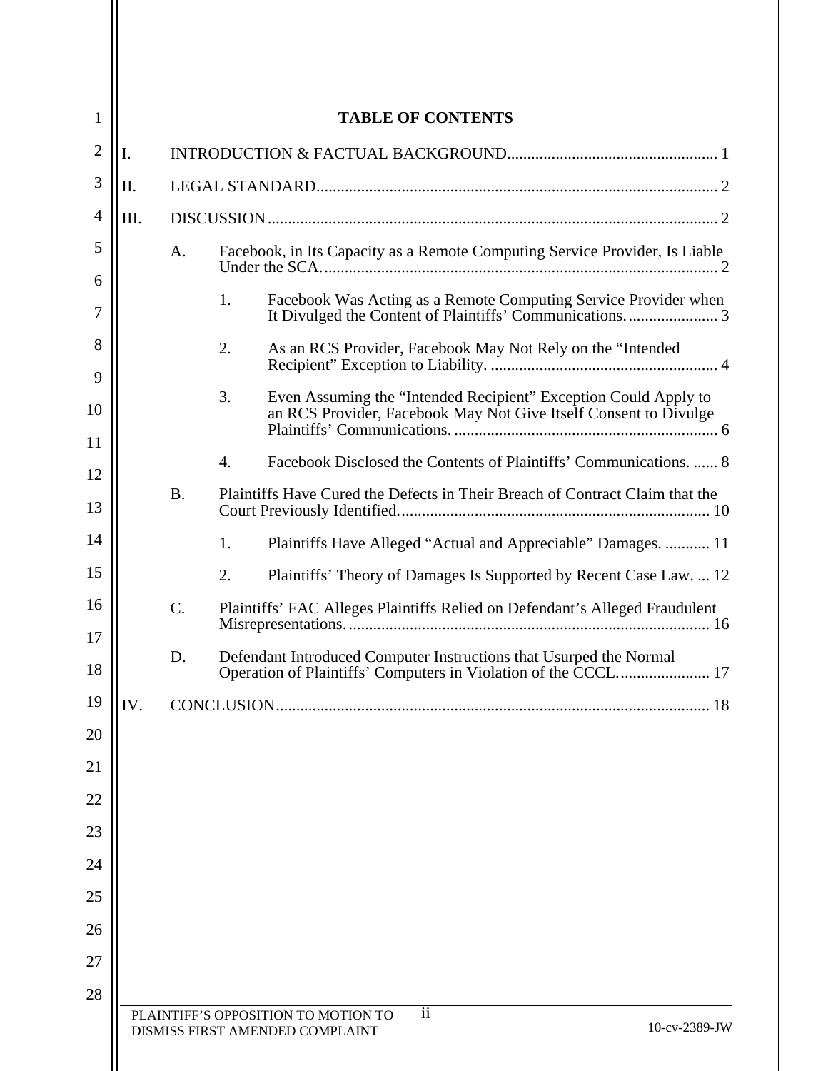# TABLE OF CONTENTS

I. INTRODUCTION & FACTUAL BACKGROUND .................................................... 1

II. LEGAL STANDARD .................................................................................................. 2

III. DISCUSSION .............................................................................................................. 2

A. Facebook, in Its Capacity as a Remote Computing Service Provider, Is Liable Under the SCA. ................................................................................................ 2

1. Facebook Was Acting as a Remote Computing Service Provider when It Divulged the Content of Plaintiffs' Communications. ...................... 3

2. As an RCS Provider, Facebook May Not Rely on the "Intended Recipient" Exception to Liability. ........................................................ 4

3. Even Assuming the "Intended Recipient" Exception Could Apply to an RCS Provider, Facebook May Not Give Itself Consent to Divulge Plaintiffs' Communications. ................................................................ 6

4. Facebook Disclosed the Contents of Plaintiffs' Communications. ...... 8

B. Plaintiffs Have Cured the Defects in Their Breach of Contract Claim that the Court Previously Identified. ........................................................................... 10

1. Plaintiffs Have Alleged "Actual and Appreciable" Damages. ........... 11

2. Plaintiffs' Theory of Damages Is Supported by Recent Case Law. ... 12

C. Plaintiffs' FAC Alleges Plaintiffs Relied on Defendant's Alleged Fraudulent Misrepresentations. ........................................................................................ 16

D. Defendant Introduced Computer Instructions that Usurped the Normal Operation of Plaintiffs' Computers in Violation of the CCCL. ...................... 17

IV. CONCLUSION .......................................................................................................... 18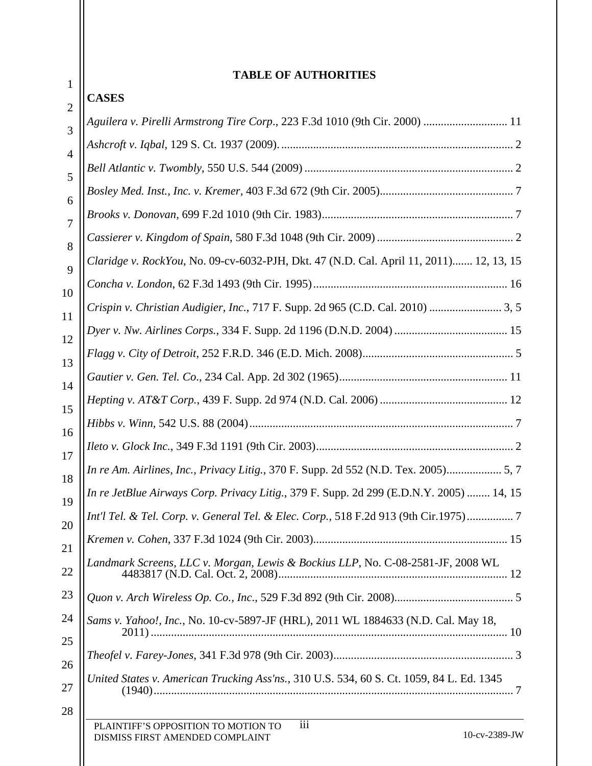## TABLE OF AUTHORITIES

### CASES

*Aguilera v. Pirelli Armstrong Tire Corp.*, 223 F.3d 1010 (9th Cir. 2000) ............................ 11

*Ashcroft v. Iqbal*, 129 S. Ct. 1937 (2009). ............................................................................... 2

*Bell Atlantic v. Twombly*, 550 U.S. 544 (2009) ....................................................................... 2

*Bosley Med. Inst., Inc. v. Kremer*, 403 F.3d 672 (9th Cir. 2005)............................................. 7

*Brooks v. Donovan*, 699 F.2d 1010 (9th Cir. 1983).................................................................. 7

*Cassierer v. Kingdom of Spain*, 580 F.3d 1048 (9th Cir. 2009) ............................................... 2

*Claridge v. RockYou*, No. 09-cv-6032-PJH, Dkt. 47 (N.D. Cal. April 11, 2011)....... 12, 13, 15

*Concha v. London*, 62 F.3d 1493 (9th Cir. 1995).................................................................. 16

*Crispin v. Christian Audigier, Inc.*, 717 F. Supp. 2d 965 (C.D. Cal. 2010) ......................... 3, 5

*Dyer v. Nw. Airlines Corps.*, 334 F. Supp. 2d 1196 (D.N.D. 2004) ....................................... 15

*Flagg v. City of Detroit*, 252 F.R.D. 346 (E.D. Mich. 2008).................................................... 5

*Gautier v. Gen. Tel. Co.*, 234 Cal. App. 2d 302 (1965)......................................................... 11

*Hepting v. AT&T Corp.*, 439 F. Supp. 2d 974 (N.D. Cal. 2006) ............................................ 12

*Hibbs v. Winn*, 542 U.S. 88 (2004).......................................................................................... 7

*Ileto v. Glock Inc.*, 349 F.3d 1191 (9th Cir. 2003).................................................................... 2

*In re Am. Airlines, Inc., Privacy Litig.*, 370 F. Supp. 2d 552 (N.D. Tex. 2005).................. 5, 7

*In re JetBlue Airways Corp. Privacy Litig.*, 379 F. Supp. 2d 299 (E.D.N.Y. 2005) ........ 14, 15

*Int'l Tel. & Tel. Corp. v. General Tel. & Elec. Corp.*, 518 F.2d 913 (9th Cir.1975)................ 7

*Kremen v. Cohen*, 337 F.3d 1024 (9th Cir. 2003).................................................................. 15

*Landmark Screens, LLC v. Morgan, Lewis & Bockius LLP*, No. C-08-2581-JF, 2008 WL 4483817 (N.D. Cal. Oct. 2, 2008).............................................................................. 12

*Quon v. Arch Wireless Op. Co., Inc.*, 529 F.3d 892 (9th Cir. 2008)......................................... 5

*Sams v. Yahoo!, Inc.*, No. 10-cv-5897-JF (HRL), 2011 WL 1884633 (N.D. Cal. May 18, 2011) .......................................................................................................................... 10

*Theofel v. Farey-Jones*, 341 F.3d 978 (9th Cir. 2003).............................................................. 3

*United States v. American Trucking Ass'ns.*, 310 U.S. 534, 60 S. Ct. 1059, 84 L. Ed. 1345 (1940)........................................................................................................................... 7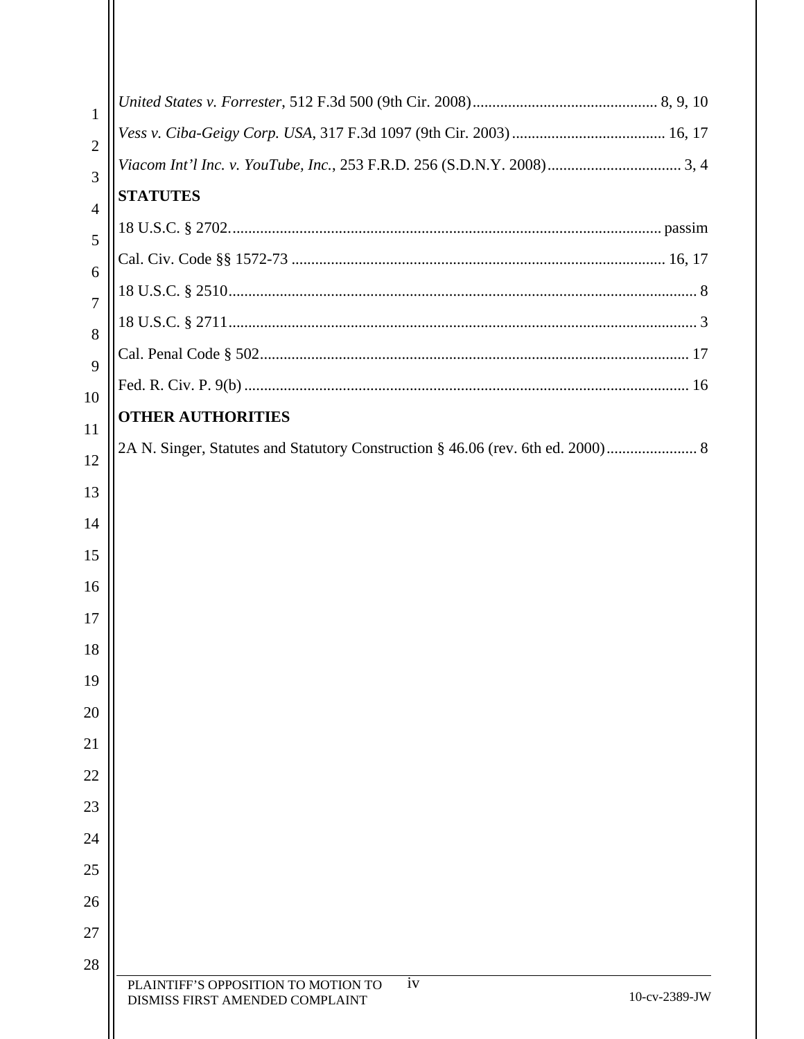*United States v. Forrester*, 512 F.3d 500 (9th Cir. 2008) ............................................... 8, 9, 10

*Vess v. Ciba-Geigy Corp. USA*, 317 F.3d 1097 (9th Cir. 2003) ....................................... 16, 17

*Viacom Int'l Inc. v. YouTube, Inc.*, 253 F.R.D. 256 (S.D.N.Y. 2008) .................................. 3, 4

**STATUTES**

18 U.S.C. § 2702 ........................................................................................................... passim

Cal. Civ. Code §§ 1572-73 ............................................................................................. 16, 17

18 U.S.C. § 2510 ..................................................................................................................... 8

18 U.S.C. § 2711 ..................................................................................................................... 3

Cal. Penal Code § 502 ........................................................................................................... 17

Fed. R. Civ. P. 9(b) ................................................................................................................ 16

**OTHER AUTHORITIES**

2A N. Singer, Statutes and Statutory Construction § 46.06 (rev. 6th ed. 2000) ....................... 8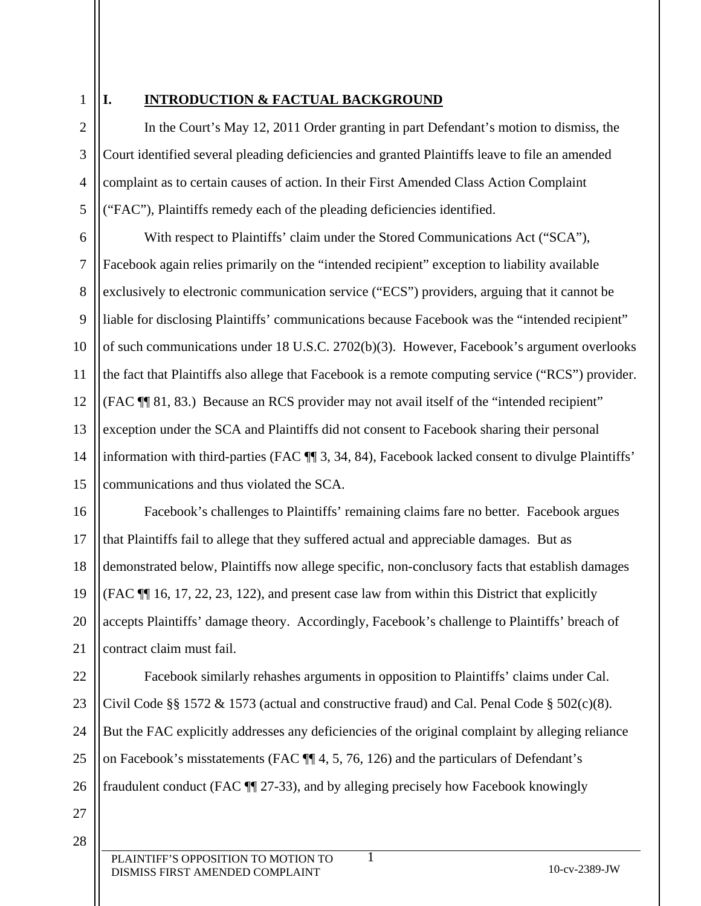## I. INTRODUCTION & FACTUAL BACKGROUND

In the Court's May 12, 2011 Order granting in part Defendant's motion to dismiss, the Court identified several pleading deficiencies and granted Plaintiffs leave to file an amended complaint as to certain causes of action. In their First Amended Class Action Complaint ("FAC"), Plaintiffs remedy each of the pleading deficiencies identified.

With respect to Plaintiffs' claim under the Stored Communications Act ("SCA"), Facebook again relies primarily on the "intended recipient" exception to liability available exclusively to electronic communication service ("ECS") providers, arguing that it cannot be liable for disclosing Plaintiffs' communications because Facebook was the "intended recipient" of such communications under 18 U.S.C. 2702(b)(3). However, Facebook's argument overlooks the fact that Plaintiffs also allege that Facebook is a remote computing service ("RCS") provider. (FAC ¶¶ 81, 83.) Because an RCS provider may not avail itself of the "intended recipient" exception under the SCA and Plaintiffs did not consent to Facebook sharing their personal information with third-parties (FAC ¶¶ 3, 34, 84), Facebook lacked consent to divulge Plaintiffs' communications and thus violated the SCA.

Facebook's challenges to Plaintiffs' remaining claims fare no better. Facebook argues that Plaintiffs fail to allege that they suffered actual and appreciable damages. But as demonstrated below, Plaintiffs now allege specific, non-conclusory facts that establish damages (FAC ¶¶ 16, 17, 22, 23, 122), and present case law from within this District that explicitly accepts Plaintiffs' damage theory. Accordingly, Facebook's challenge to Plaintiffs' breach of contract claim must fail.

Facebook similarly rehashes arguments in opposition to Plaintiffs' claims under Cal. Civil Code §§ 1572 & 1573 (actual and constructive fraud) and Cal. Penal Code § 502(c)(8). But the FAC explicitly addresses any deficiencies of the original complaint by alleging reliance on Facebook's misstatements (FAC ¶¶ 4, 5, 76, 126) and the particulars of Defendant's fraudulent conduct (FAC ¶¶ 27-33), and by alleging precisely how Facebook knowingly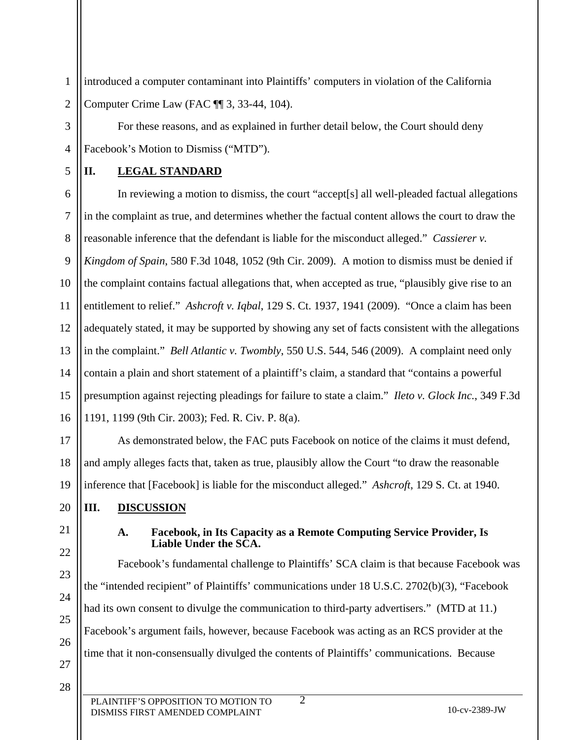introduced a computer contaminant into Plaintiffs' computers in violation of the California Computer Crime Law (FAC ¶¶ 3, 33-44, 104).

For these reasons, and as explained in further detail below, the Court should deny Facebook's Motion to Dismiss ("MTD").

## II. LEGAL STANDARD

In reviewing a motion to dismiss, the court "accept[s] all well-pleaded factual allegations in the complaint as true, and determines whether the factual content allows the court to draw the reasonable inference that the defendant is liable for the misconduct alleged." *Cassierer v. Kingdom of Spain*, 580 F.3d 1048, 1052 (9th Cir. 2009). A motion to dismiss must be denied if the complaint contains factual allegations that, when accepted as true, "plausibly give rise to an entitlement to relief." *Ashcroft v. Iqbal*, 129 S. Ct. 1937, 1941 (2009). "Once a claim has been adequately stated, it may be supported by showing any set of facts consistent with the allegations in the complaint." *Bell Atlantic v. Twombly*, 550 U.S. 544, 546 (2009). A complaint need only contain a plain and short statement of a plaintiff's claim, a standard that "contains a powerful presumption against rejecting pleadings for failure to state a claim." *Ileto v. Glock Inc.*, 349 F.3d 1191, 1199 (9th Cir. 2003); Fed. R. Civ. P. 8(a).

As demonstrated below, the FAC puts Facebook on notice of the claims it must defend, and amply alleges facts that, taken as true, plausibly allow the Court "to draw the reasonable inference that [Facebook] is liable for the misconduct alleged." *Ashcroft*, 129 S. Ct. at 1940.

## III. DISCUSSION

### A. Facebook, in Its Capacity as a Remote Computing Service Provider, Is Liable Under the SCA.

Facebook's fundamental challenge to Plaintiffs' SCA claim is that because Facebook was the "intended recipient" of Plaintiffs' communications under 18 U.S.C. 2702(b)(3), "Facebook had its own consent to divulge the communication to third-party advertisers." (MTD at 11.) Facebook's argument fails, however, because Facebook was acting as an RCS provider at the time that it non-consensually divulged the contents of Plaintiffs' communications. Because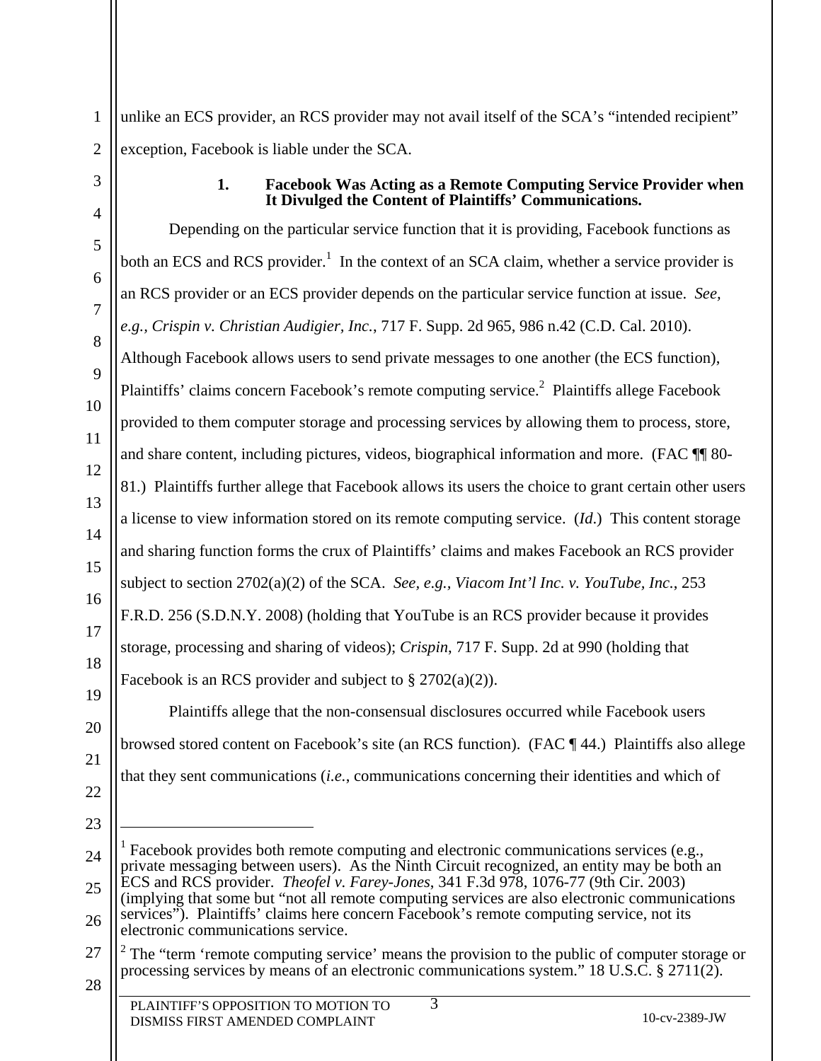unlike an ECS provider, an RCS provider may not avail itself of the SCA's "intended recipient" exception, Facebook is liable under the SCA.

### 1. Facebook Was Acting as a Remote Computing Service Provider when It Divulged the Content of Plaintiffs' Communications.

Depending on the particular service function that it is providing, Facebook functions as both an ECS and RCS provider.[1] In the context of an SCA claim, whether a service provider is an RCS provider or an ECS provider depends on the particular service function at issue. *See, e.g.*, *Crispin v. Christian Audigier, Inc.*, 717 F. Supp. 2d 965, 986 n.42 (C.D. Cal. 2010). Although Facebook allows users to send private messages to one another (the ECS function), Plaintiffs' claims concern Facebook's remote computing service.[2] Plaintiffs allege Facebook provided to them computer storage and processing services by allowing them to process, store, and share content, including pictures, videos, biographical information and more. (FAC ¶¶ 80-81.) Plaintiffs further allege that Facebook allows its users the choice to grant certain other users a license to view information stored on its remote computing service. (*Id.*) This content storage and sharing function forms the crux of Plaintiffs' claims and makes Facebook an RCS provider subject to section 2702(a)(2) of the SCA. *See, e.g., Viacom Int'l Inc. v. YouTube, Inc.*, 253 F.R.D. 256 (S.D.N.Y. 2008) (holding that YouTube is an RCS provider because it provides storage, processing and sharing of videos); *Crispin*, 717 F. Supp. 2d at 990 (holding that Facebook is an RCS provider and subject to § 2702(a)(2)).

Plaintiffs allege that the non-consensual disclosures occurred while Facebook users browsed stored content on Facebook's site (an RCS function). (FAC ¶ 44.) Plaintiffs also allege that they sent communications (*i.e.*, communications concerning their identities and which of

---

[1] Facebook provides both remote computing and electronic communications services (e.g., private messaging between users). As the Ninth Circuit recognized, an entity may be both an ECS and RCS provider. *Theofel v. Farey-Jones*, 341 F.3d 978, 1076-77 (9th Cir. 2003) (implying that some but "not all remote computing services are also electronic communications services"). Plaintiffs' claims here concern Facebook's remote computing service, not its electronic communications service.

[2] The "term 'remote computing service' means the provision to the public of computer storage or processing services by means of an electronic communications system." 18 U.S.C. § 2711(2).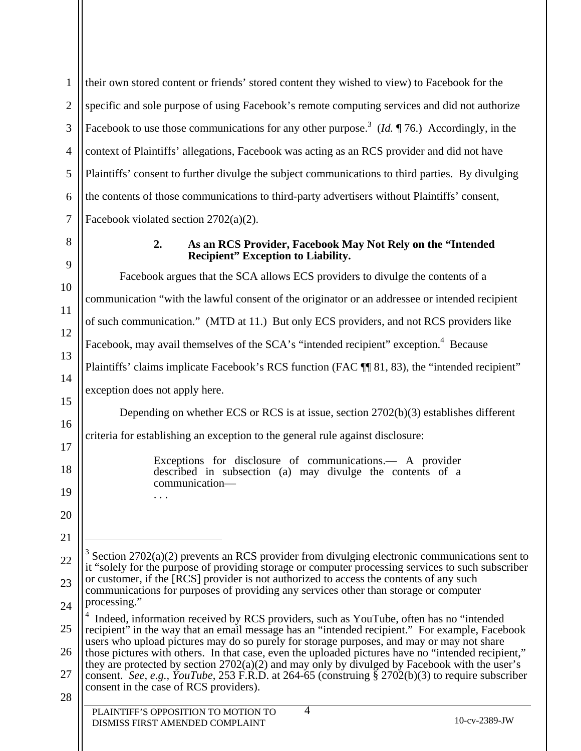their own stored content or friends' stored content they wished to view) to Facebook for the specific and sole purpose of using Facebook's remote computing services and did not authorize Facebook to use those communications for any other purpose.[3] (*Id.* ¶ 76.) Accordingly, in the context of Plaintiffs' allegations, Facebook was acting as an RCS provider and did not have Plaintiffs' consent to further divulge the subject communications to third parties. By divulging the contents of those communications to third-party advertisers without Plaintiffs' consent, Facebook violated section 2702(a)(2).

### 2. As an RCS Provider, Facebook May Not Rely on the "Intended Recipient" Exception to Liability.

Facebook argues that the SCA allows ECS providers to divulge the contents of a communication "with the lawful consent of the originator or an addressee or intended recipient of such communication." (MTD at 11.) But only ECS providers, and not RCS providers like Facebook, may avail themselves of the SCA's "intended recipient" exception.[4] Because Plaintiffs' claims implicate Facebook's RCS function (FAC ¶¶ 81, 83), the "intended recipient" exception does not apply here.

Depending on whether ECS or RCS is at issue, section 2702(b)(3) establishes different criteria for establishing an exception to the general rule against disclosure:

> Exceptions for disclosure of communications.— A provider described in subsection (a) may divulge the contents of a communication—
> . . .

---

[3] Section 2702(a)(2) prevents an RCS provider from divulging electronic communications sent to it "solely for the purpose of providing storage or computer processing services to such subscriber or customer, if the [RCS] provider is not authorized to access the contents of any such communications for purposes of providing any services other than storage or computer processing."

[4] Indeed, information received by RCS providers, such as YouTube, often has no "intended recipient" in the way that an email message has an "intended recipient." For example, Facebook users who upload pictures may do so purely for storage purposes, and may or may not share those pictures with others. In that case, even the uploaded pictures have no "intended recipient," they are protected by section 2702(a)(2) and may only by divulged by Facebook with the user's consent. *See, e.g.*, *YouTube*, 253 F.R.D. at 264-65 (construing § 2702(b)(3) to require subscriber consent in the case of RCS providers).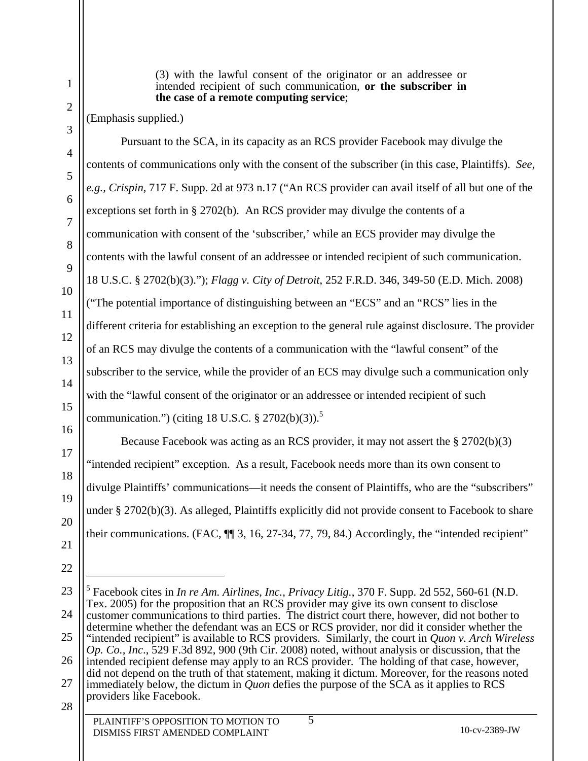> (3) with the lawful consent of the originator or an addressee or intended recipient of such communication, **or the subscriber in the case of a remote computing service**;

(Emphasis supplied.)

Pursuant to the SCA, in its capacity as an RCS provider Facebook may divulge the contents of communications only with the consent of the subscriber (in this case, Plaintiffs). *See, e.g.*, *Crispin*, 717 F. Supp. 2d at 973 n.17 ("An RCS provider can avail itself of all but one of the exceptions set forth in § 2702(b). An RCS provider may divulge the contents of a communication with consent of the 'subscriber,' while an ECS provider may divulge the contents with the lawful consent of an addressee or intended recipient of such communication. 18 U.S.C. § 2702(b)(3)."); *Flagg v. City of Detroit*, 252 F.R.D. 346, 349-50 (E.D. Mich. 2008) ("The potential importance of distinguishing between an "ECS" and an "RCS" lies in the different criteria for establishing an exception to the general rule against disclosure. The provider of an RCS may divulge the contents of a communication with the "lawful consent" of the subscriber to the service, while the provider of an ECS may divulge such a communication only with the "lawful consent of the originator or an addressee or intended recipient of such communication.") (citing 18 U.S.C. § 2702(b)(3)).[5]

Because Facebook was acting as an RCS provider, it may not assert the § 2702(b)(3) "intended recipient" exception. As a result, Facebook needs more than its own consent to divulge Plaintiffs' communications—it needs the consent of Plaintiffs, who are the "subscribers" under § 2702(b)(3). As alleged, Plaintiffs explicitly did not provide consent to Facebook to share their communications. (FAC, ¶¶ 3, 16, 27-34, 77, 79, 84.) Accordingly, the "intended recipient"

---

[5] Facebook cites in *In re Am. Airlines, Inc., Privacy Litig.*, 370 F. Supp. 2d 552, 560-61 (N.D. Tex. 2005) for the proposition that an RCS provider may give its own consent to disclose customer communications to third parties. The district court there, however, did not bother to determine whether the defendant was an ECS or RCS provider, nor did it consider whether the "intended recipient" is available to RCS providers. Similarly, the court in *Quon v. Arch Wireless Op. Co., Inc*., 529 F.3d 892, 900 (9th Cir. 2008) noted, without analysis or discussion, that the intended recipient defense may apply to an RCS provider. The holding of that case, however, did not depend on the truth of that statement, making it dictum. Moreover, for the reasons noted immediately below, the dictum in *Quon* defies the purpose of the SCA as it applies to RCS providers like Facebook.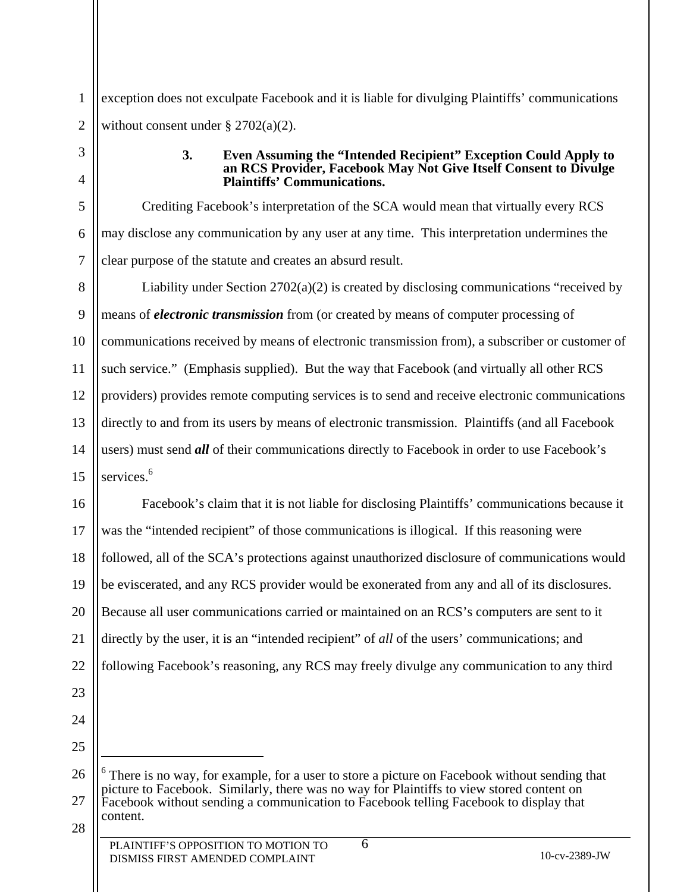exception does not exculpate Facebook and it is liable for divulging Plaintiffs' communications without consent under § 2702(a)(2).

### 3. Even Assuming the "Intended Recipient" Exception Could Apply to an RCS Provider, Facebook May Not Give Itself Consent to Divulge Plaintiffs' Communications.

Crediting Facebook's interpretation of the SCA would mean that virtually every RCS may disclose any communication by any user at any time. This interpretation undermines the clear purpose of the statute and creates an absurd result.

Liability under Section 2702(a)(2) is created by disclosing communications "received by means of ***electronic transmission*** from (or created by means of computer processing of communications received by means of electronic transmission from), a subscriber or customer of such service." (Emphasis supplied). But the way that Facebook (and virtually all other RCS providers) provides remote computing services is to send and receive electronic communications directly to and from its users by means of electronic transmission. Plaintiffs (and all Facebook users) must send ***all*** of their communications directly to Facebook in order to use Facebook's services.[6]

Facebook's claim that it is not liable for disclosing Plaintiffs' communications because it was the "intended recipient" of those communications is illogical. If this reasoning were followed, all of the SCA's protections against unauthorized disclosure of communications would be eviscerated, and any RCS provider would be exonerated from any and all of its disclosures. Because all user communications carried or maintained on an RCS's computers are sent to it directly by the user, it is an "intended recipient" of *all* of the users' communications; and following Facebook's reasoning, any RCS may freely divulge any communication to any third

---

[6] There is no way, for example, for a user to store a picture on Facebook without sending that picture to Facebook. Similarly, there was no way for Plaintiffs to view stored content on Facebook without sending a communication to Facebook telling Facebook to display that content.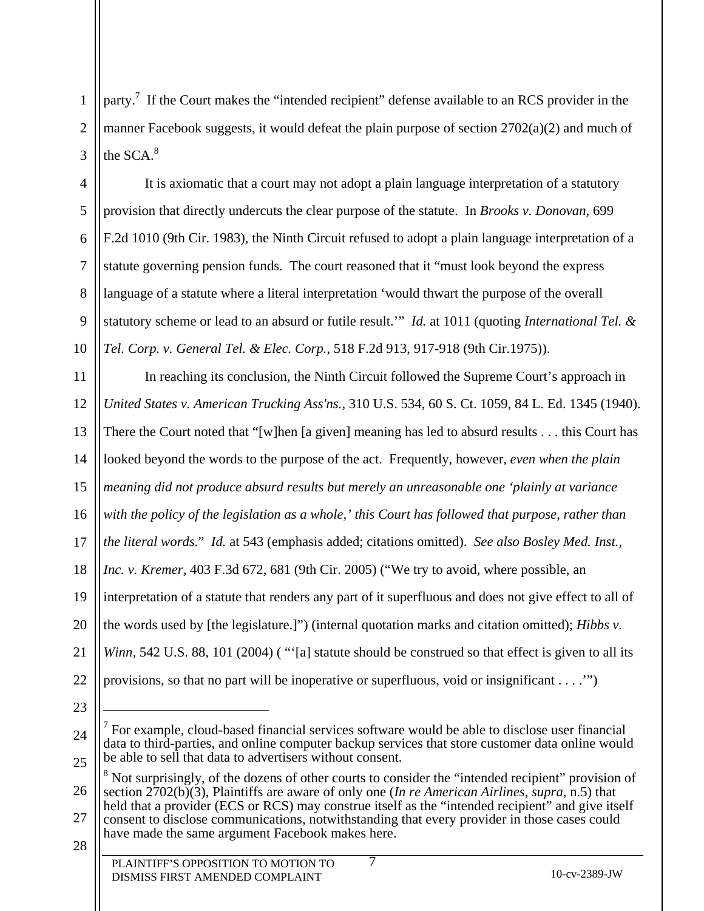party.[7] If the Court makes the "intended recipient" defense available to an RCS provider in the manner Facebook suggests, it would defeat the plain purpose of section 2702(a)(2) and much of the SCA.[8]

It is axiomatic that a court may not adopt a plain language interpretation of a statutory provision that directly undercuts the clear purpose of the statute. In *Brooks v. Donovan*, 699 F.2d 1010 (9th Cir. 1983), the Ninth Circuit refused to adopt a plain language interpretation of a statute governing pension funds. The court reasoned that it "must look beyond the express language of a statute where a literal interpretation 'would thwart the purpose of the overall statutory scheme or lead to an absurd or futile result.'" *Id.* at 1011 (quoting *International Tel. & Tel. Corp. v. General Tel. & Elec. Corp.*, 518 F.2d 913, 917-918 (9th Cir.1975)).

In reaching its conclusion, the Ninth Circuit followed the Supreme Court's approach in *United States v. American Trucking Ass'ns.*, 310 U.S. 534, 60 S. Ct. 1059, 84 L. Ed. 1345 (1940). There the Court noted that "[w]hen [a given] meaning has led to absurd results . . . this Court has looked beyond the words to the purpose of the act. Frequently, however, *even when the plain meaning did not produce absurd results but merely an unreasonable one 'plainly at variance with the policy of the legislation as a whole,' this Court has followed that purpose, rather than the literal words.*" *Id.* at 543 (emphasis added; citations omitted). *See also Bosley Med. Inst., Inc. v. Kremer*, 403 F.3d 672, 681 (9th Cir. 2005) ("We try to avoid, where possible, an interpretation of a statute that renders any part of it superfluous and does not give effect to all of the words used by [the legislature.]") (internal quotation marks and citation omitted); *Hibbs v. Winn*, 542 U.S. 88, 101 (2004) ( "'[a] statute should be construed so that effect is given to all its provisions, so that no part will be inoperative or superfluous, void or insignificant . . . .'")

---

[7] For example, cloud-based financial services software would be able to disclose user financial data to third-parties, and online computer backup services that store customer data online would be able to sell that data to advertisers without consent.

[8] Not surprisingly, of the dozens of other courts to consider the "intended recipient" provision of section 2702(b)(3), Plaintiffs are aware of only one (*In re American Airlines*, *supra*, n.5) that held that a provider (ECS or RCS) may construe itself as the "intended recipient" and give itself consent to disclose communications, notwithstanding that every provider in those cases could have made the same argument Facebook makes here.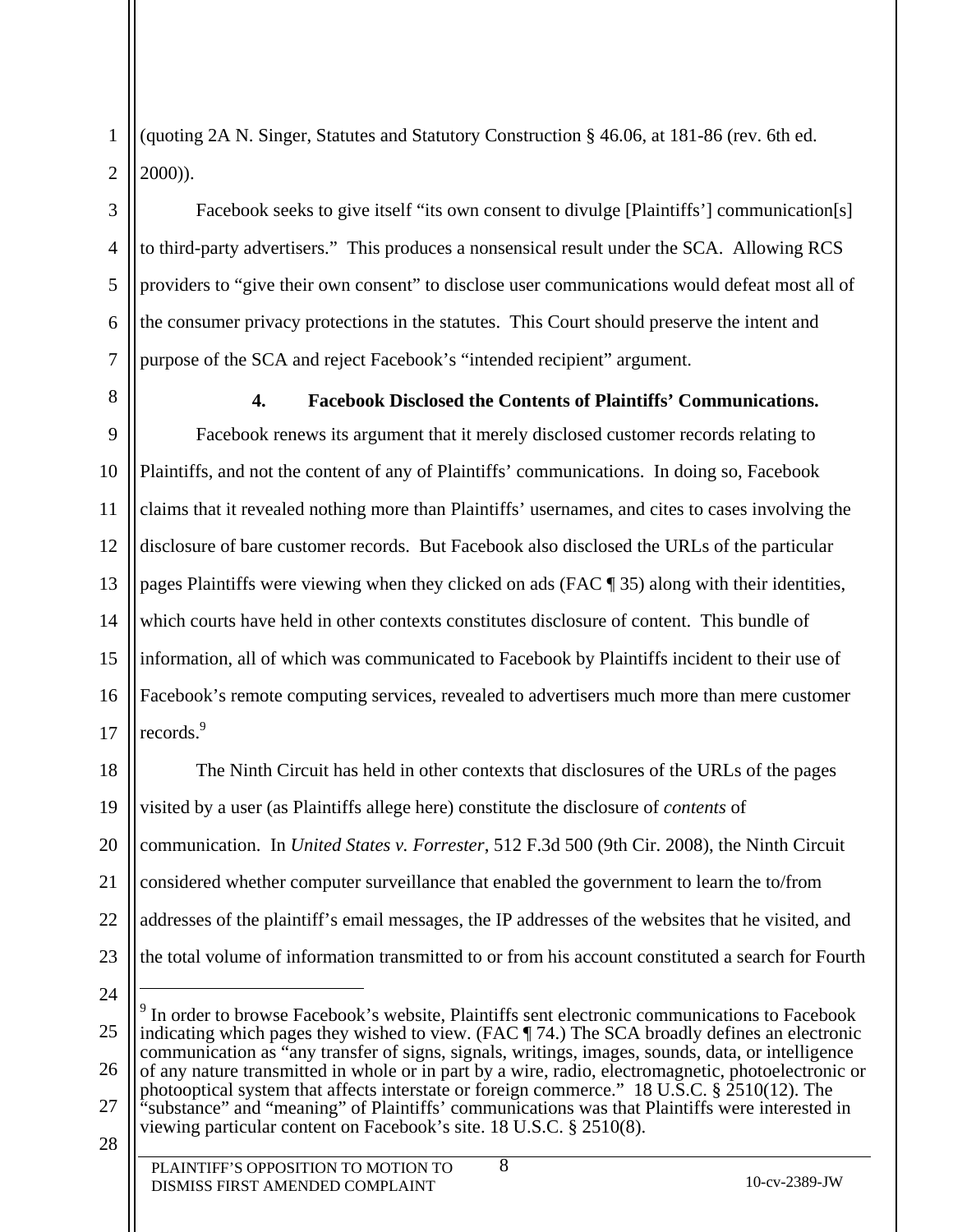(quoting 2A N. Singer, Statutes and Statutory Construction § 46.06, at 181-86 (rev. 6th ed. 2000)).

Facebook seeks to give itself "its own consent to divulge [Plaintiffs'] communication[s] to third-party advertisers." This produces a nonsensical result under the SCA. Allowing RCS providers to "give their own consent" to disclose user communications would defeat most all of the consumer privacy protections in the statutes. This Court should preserve the intent and purpose of the SCA and reject Facebook's "intended recipient" argument.

#### 4. Facebook Disclosed the Contents of Plaintiffs' Communications.

Facebook renews its argument that it merely disclosed customer records relating to Plaintiffs, and not the content of any of Plaintiffs' communications. In doing so, Facebook claims that it revealed nothing more than Plaintiffs' usernames, and cites to cases involving the disclosure of bare customer records. But Facebook also disclosed the URLs of the particular pages Plaintiffs were viewing when they clicked on ads (FAC ¶ 35) along with their identities, which courts have held in other contexts constitutes disclosure of content. This bundle of information, all of which was communicated to Facebook by Plaintiffs incident to their use of Facebook's remote computing services, revealed to advertisers much more than mere customer records.[9]

The Ninth Circuit has held in other contexts that disclosures of the URLs of the pages visited by a user (as Plaintiffs allege here) constitute the disclosure of *contents* of communication. In *United States v. Forrester*, 512 F.3d 500 (9th Cir. 2008), the Ninth Circuit considered whether computer surveillance that enabled the government to learn the to/from addresses of the plaintiff's email messages, the IP addresses of the websites that he visited, and the total volume of information transmitted to or from his account constituted a search for Fourth

---

[9] In order to browse Facebook's website, Plaintiffs sent electronic communications to Facebook indicating which pages they wished to view. (FAC ¶ 74.) The SCA broadly defines an electronic communication as "any transfer of signs, signals, writings, images, sounds, data, or intelligence of any nature transmitted in whole or in part by a wire, radio, electromagnetic, photoelectronic or photooptical system that affects interstate or foreign commerce." 18 U.S.C. § 2510(12). The "substance" and "meaning" of Plaintiffs' communications was that Plaintiffs were interested in viewing particular content on Facebook's site. 18 U.S.C. § 2510(8).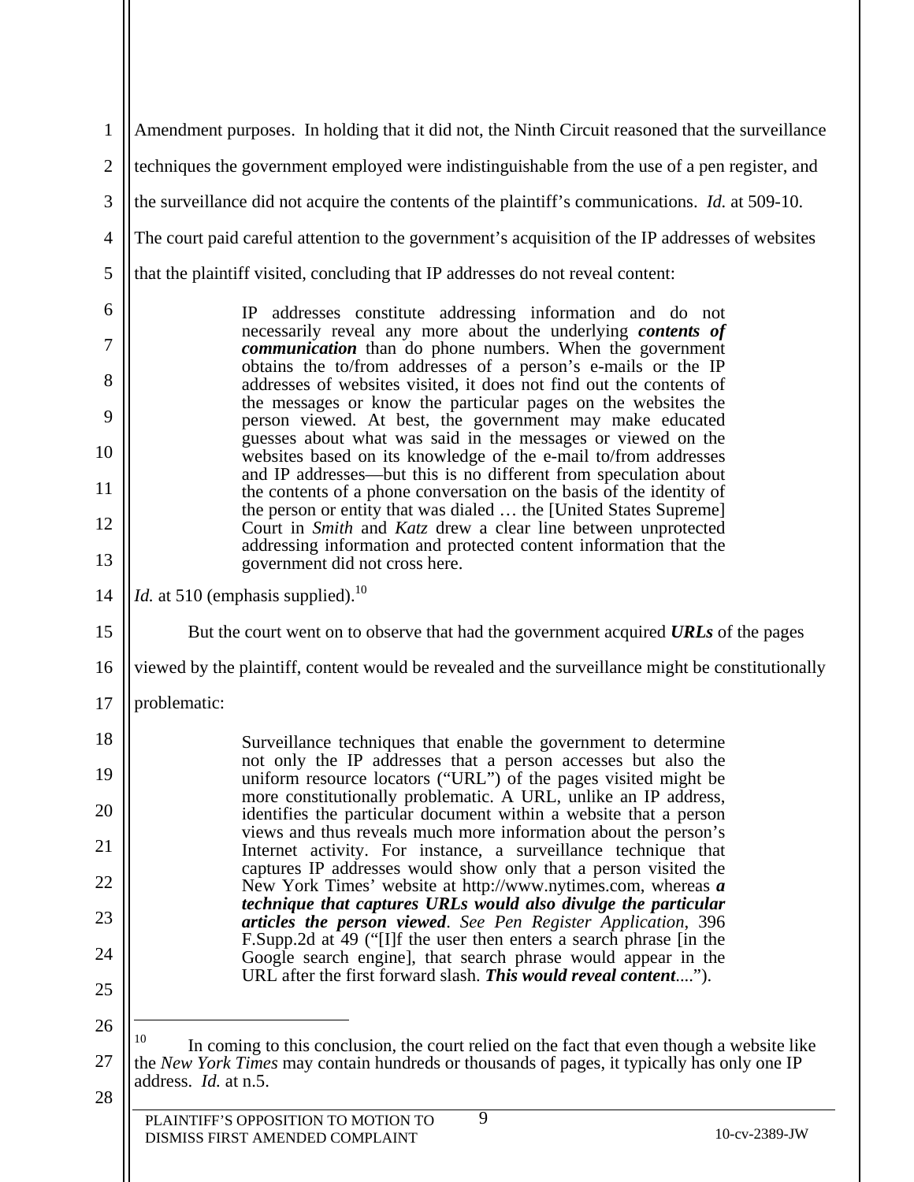Amendment purposes. In holding that it did not, the Ninth Circuit reasoned that the surveillance techniques the government employed were indistinguishable from the use of a pen register, and the surveillance did not acquire the contents of the plaintiff's communications. *Id.* at 509-10. The court paid careful attention to the government's acquisition of the IP addresses of websites that the plaintiff visited, concluding that IP addresses do not reveal content:

> IP addresses constitute addressing information and do not necessarily reveal any more about the underlying ***contents of communication*** than do phone numbers. When the government obtains the to/from addresses of a person's e-mails or the IP addresses of websites visited, it does not find out the contents of the messages or know the particular pages on the websites the person viewed. At best, the government may make educated guesses about what was said in the messages or viewed on the websites based on its knowledge of the e-mail to/from addresses and IP addresses—but this is no different from speculation about the contents of a phone conversation on the basis of the identity of the person or entity that was dialed … the [United States Supreme] Court in *Smith* and *Katz* drew a clear line between unprotected addressing information and protected content information that the government did not cross here.

*Id.* at 510 (emphasis supplied).[10]

But the court went on to observe that had the government acquired ***URLs*** of the pages viewed by the plaintiff, content would be revealed and the surveillance might be constitutionally problematic:

> Surveillance techniques that enable the government to determine not only the IP addresses that a person accesses but also the uniform resource locators ("URL") of the pages visited might be more constitutionally problematic. A URL, unlike an IP address, identifies the particular document within a website that a person views and thus reveals much more information about the person's Internet activity. For instance, a surveillance technique that captures IP addresses would show only that a person visited the New York Times' website at http://www.nytimes.com, whereas ***a technique that captures URLs would also divulge the particular articles the person viewed***. *See Pen Register Application*, 396 F.Supp.2d at 49 ("[I]f the user then enters a search phrase [in the Google search engine], that search phrase would appear in the URL after the first forward slash. ***This would reveal content***....").

---

[10] In coming to this conclusion, the court relied on the fact that even though a website like the *New York Times* may contain hundreds or thousands of pages, it typically has only one IP address. *Id.* at n.5.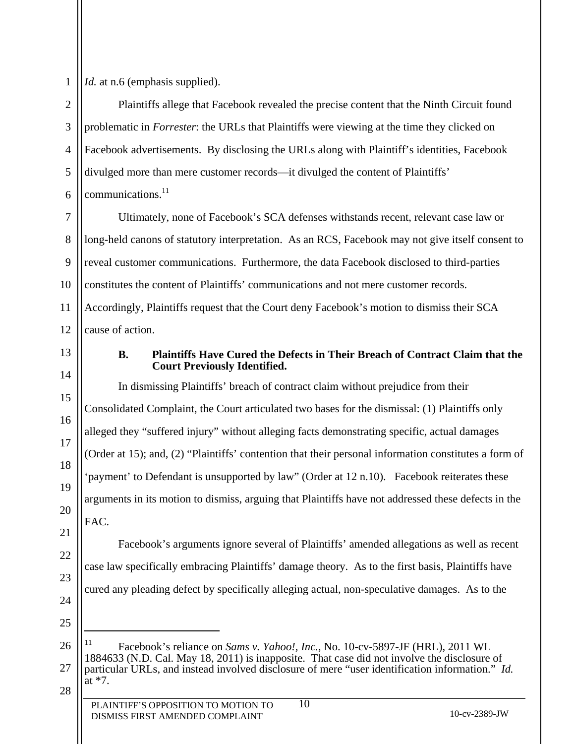*Id.* at n.6 (emphasis supplied).

Plaintiffs allege that Facebook revealed the precise content that the Ninth Circuit found problematic in *Forrester*: the URLs that Plaintiffs were viewing at the time they clicked on Facebook advertisements. By disclosing the URLs along with Plaintiff's identities, Facebook divulged more than mere customer records—it divulged the content of Plaintiffs' communications.[11]

Ultimately, none of Facebook's SCA defenses withstands recent, relevant case law or long-held canons of statutory interpretation. As an RCS, Facebook may not give itself consent to reveal customer communications. Furthermore, the data Facebook disclosed to third-parties constitutes the content of Plaintiffs' communications and not mere customer records. Accordingly, Plaintiffs request that the Court deny Facebook's motion to dismiss their SCA cause of action.

### B. Plaintiffs Have Cured the Defects in Their Breach of Contract Claim that the Court Previously Identified.

In dismissing Plaintiffs' breach of contract claim without prejudice from their Consolidated Complaint, the Court articulated two bases for the dismissal: (1) Plaintiffs only alleged they "suffered injury" without alleging facts demonstrating specific, actual damages (Order at 15); and, (2) "Plaintiffs' contention that their personal information constitutes a form of 'payment' to Defendant is unsupported by law" (Order at 12 n.10). Facebook reiterates these arguments in its motion to dismiss, arguing that Plaintiffs have not addressed these defects in the FAC.

Facebook's arguments ignore several of Plaintiffs' amended allegations as well as recent case law specifically embracing Plaintiffs' damage theory. As to the first basis, Plaintiffs have cured any pleading defect by specifically alleging actual, non-speculative damages. As to the

---

[11] Facebook's reliance on *Sams v. Yahoo!, Inc.*, No. 10-cv-5897-JF (HRL), 2011 WL 1884633 (N.D. Cal. May 18, 2011) is inapposite. That case did not involve the disclosure of particular URLs, and instead involved disclosure of mere "user identification information." *Id.* at *7.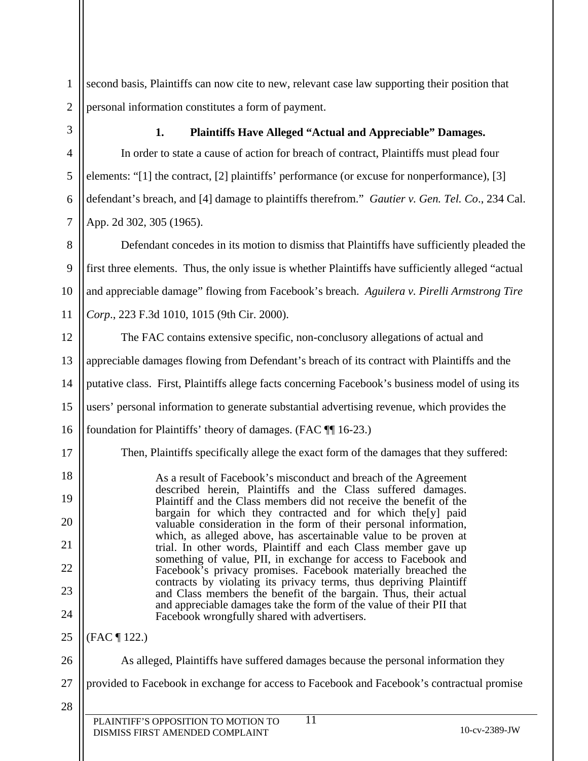second basis, Plaintiffs can now cite to new, relevant case law supporting their position that personal information constitutes a form of payment.

### 1. Plaintiffs Have Alleged "Actual and Appreciable" Damages.

In order to state a cause of action for breach of contract, Plaintiffs must plead four elements: "[1] the contract, [2] plaintiffs' performance (or excuse for nonperformance), [3] defendant's breach, and [4] damage to plaintiffs therefrom." *Gautier v. Gen. Tel. Co*., 234 Cal. App. 2d 302, 305 (1965).

Defendant concedes in its motion to dismiss that Plaintiffs have sufficiently pleaded the first three elements. Thus, the only issue is whether Plaintiffs have sufficiently alleged "actual and appreciable damage" flowing from Facebook's breach. *Aguilera v. Pirelli Armstrong Tire Corp*., 223 F.3d 1010, 1015 (9th Cir. 2000).

The FAC contains extensive specific, non-conclusory allegations of actual and appreciable damages flowing from Defendant's breach of its contract with Plaintiffs and the putative class. First, Plaintiffs allege facts concerning Facebook's business model of using its users' personal information to generate substantial advertising revenue, which provides the foundation for Plaintiffs' theory of damages. (FAC ¶¶ 16-23.)

Then, Plaintiffs specifically allege the exact form of the damages that they suffered:

> As a result of Facebook's misconduct and breach of the Agreement described herein, Plaintiffs and the Class suffered damages. Plaintiff and the Class members did not receive the benefit of the bargain for which they contracted and for which the[y] paid valuable consideration in the form of their personal information, which, as alleged above, has ascertainable value to be proven at trial. In other words, Plaintiff and each Class member gave up something of value, PII, in exchange for access to Facebook and Facebook's privacy promises. Facebook materially breached the contracts by violating its privacy terms, thus depriving Plaintiff and Class members the benefit of the bargain. Thus, their actual and appreciable damages take the form of the value of their PII that Facebook wrongfully shared with advertisers.

(FAC ¶ 122.)

As alleged, Plaintiffs have suffered damages because the personal information they provided to Facebook in exchange for access to Facebook and Facebook's contractual promise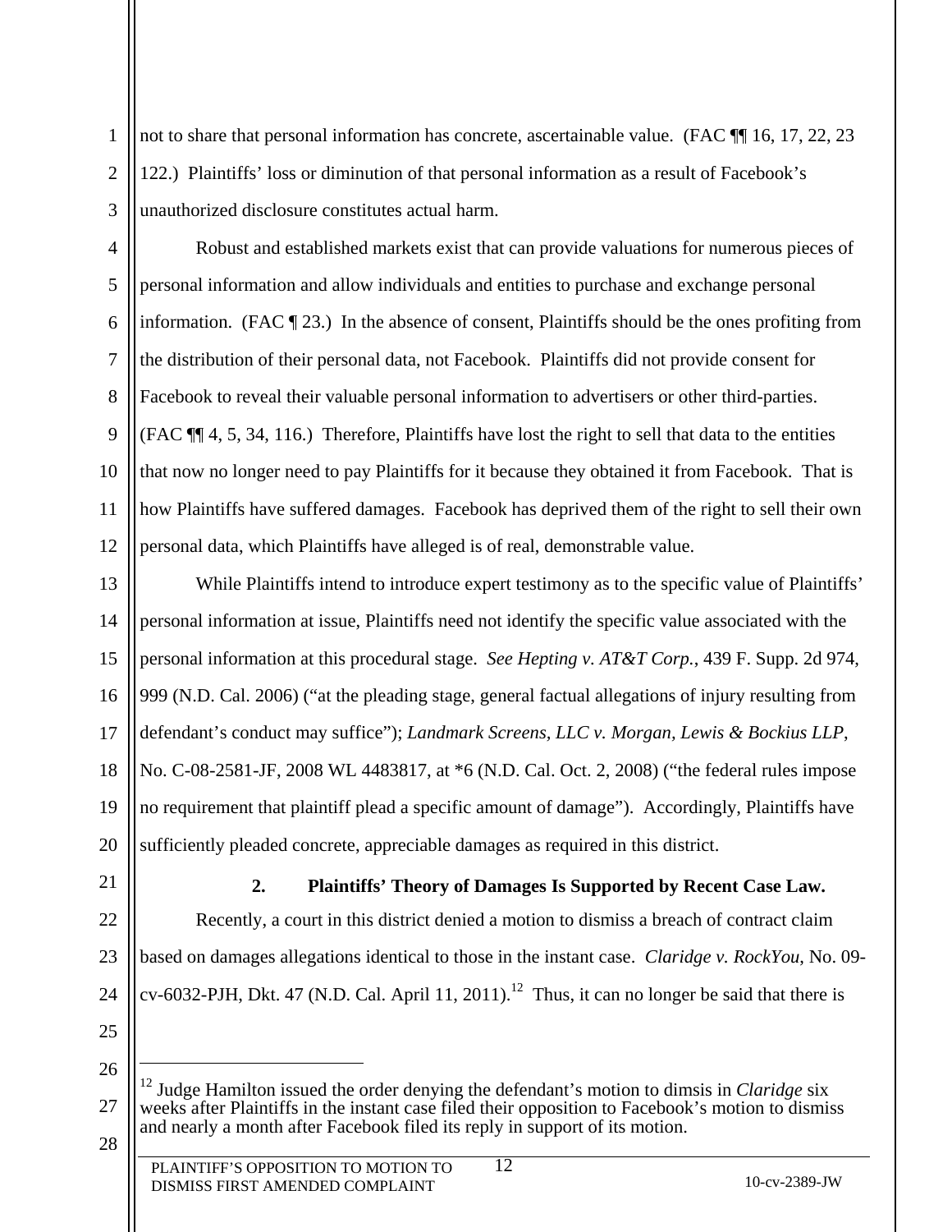not to share that personal information has concrete, ascertainable value. (FAC ¶¶ 16, 17, 22, 23 122.) Plaintiffs' loss or diminution of that personal information as a result of Facebook's unauthorized disclosure constitutes actual harm.

Robust and established markets exist that can provide valuations for numerous pieces of personal information and allow individuals and entities to purchase and exchange personal information. (FAC ¶ 23.) In the absence of consent, Plaintiffs should be the ones profiting from the distribution of their personal data, not Facebook. Plaintiffs did not provide consent for Facebook to reveal their valuable personal information to advertisers or other third-parties. (FAC ¶¶ 4, 5, 34, 116.) Therefore, Plaintiffs have lost the right to sell that data to the entities that now no longer need to pay Plaintiffs for it because they obtained it from Facebook. That is how Plaintiffs have suffered damages. Facebook has deprived them of the right to sell their own personal data, which Plaintiffs have alleged is of real, demonstrable value.

While Plaintiffs intend to introduce expert testimony as to the specific value of Plaintiffs' personal information at issue, Plaintiffs need not identify the specific value associated with the personal information at this procedural stage. *See Hepting v. AT&T Corp.*, 439 F. Supp. 2d 974, 999 (N.D. Cal. 2006) ("at the pleading stage, general factual allegations of injury resulting from defendant's conduct may suffice"); *Landmark Screens, LLC v. Morgan, Lewis & Bockius LLP*, No. C-08-2581-JF, 2008 WL 4483817, at *6 (N.D. Cal. Oct. 2, 2008) ("the federal rules impose no requirement that plaintiff plead a specific amount of damage"). Accordingly, Plaintiffs have sufficiently pleaded concrete, appreciable damages as required in this district.

### 2. Plaintiffs' Theory of Damages Is Supported by Recent Case Law.

Recently, a court in this district denied a motion to dismiss a breach of contract claim based on damages allegations identical to those in the instant case. *Claridge v. RockYou*, No. 09-cv-6032-PJH, Dkt. 47 (N.D. Cal. April 11, 2011).[12] Thus, it can no longer be said that there is

---

[12] Judge Hamilton issued the order denying the defendant's motion to dimsis in *Claridge* six weeks after Plaintiffs in the instant case filed their opposition to Facebook's motion to dismiss and nearly a month after Facebook filed its reply in support of its motion.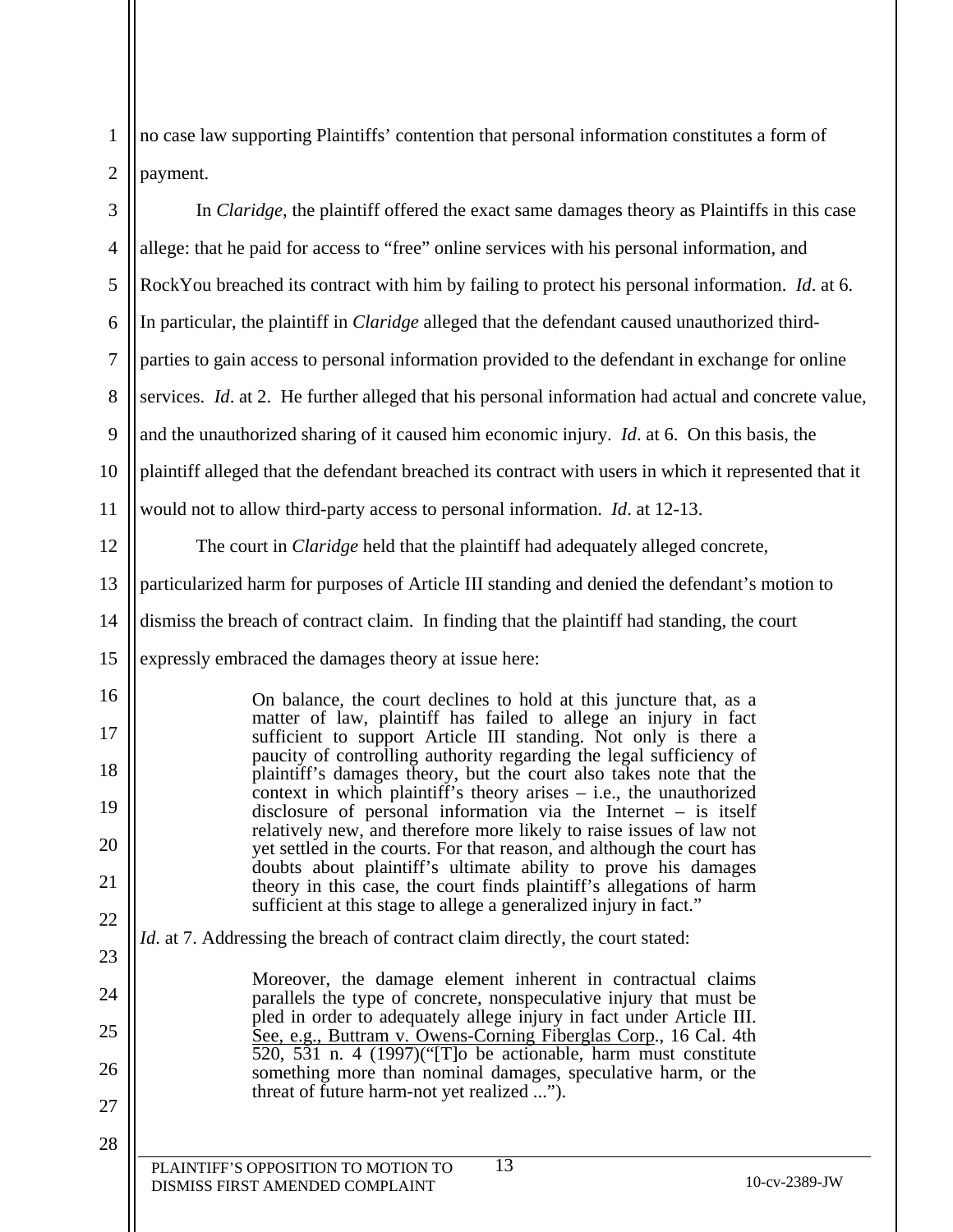no case law supporting Plaintiffs' contention that personal information constitutes a form of payment.

In *Claridge*, the plaintiff offered the exact same damages theory as Plaintiffs in this case allege: that he paid for access to "free" online services with his personal information, and RockYou breached its contract with him by failing to protect his personal information. *Id*. at 6. In particular, the plaintiff in *Claridge* alleged that the defendant caused unauthorized third-parties to gain access to personal information provided to the defendant in exchange for online services. *Id*. at 2. He further alleged that his personal information had actual and concrete value, and the unauthorized sharing of it caused him economic injury. *Id*. at 6. On this basis, the plaintiff alleged that the defendant breached its contract with users in which it represented that it would not to allow third-party access to personal information. *Id*. at 12-13.

The court in *Claridge* held that the plaintiff had adequately alleged concrete, particularized harm for purposes of Article III standing and denied the defendant's motion to dismiss the breach of contract claim. In finding that the plaintiff had standing, the court expressly embraced the damages theory at issue here:

> On balance, the court declines to hold at this juncture that, as a matter of law, plaintiff has failed to allege an injury in fact sufficient to support Article III standing. Not only is there a paucity of controlling authority regarding the legal sufficiency of plaintiff's damages theory, but the court also takes note that the context in which plaintiff's theory arises – i.e., the unauthorized disclosure of personal information via the Internet – is itself relatively new, and therefore more likely to raise issues of law not yet settled in the courts. For that reason, and although the court has doubts about plaintiff's ultimate ability to prove his damages theory in this case, the court finds plaintiff's allegations of harm sufficient at this stage to allege a generalized injury in fact."

*Id*. at 7. Addressing the breach of contract claim directly, the court stated:

> Moreover, the damage element inherent in contractual claims parallels the type of concrete, nonspeculative injury that must be pled in order to adequately allege injury in fact under Article III. See, e.g., Buttram v. Owens-Corning Fiberglas Corp., 16 Cal. 4th 520, 531 n. 4 (1997)("[T]o be actionable, harm must constitute something more than nominal damages, speculative harm, or the threat of future harm-not yet realized ...").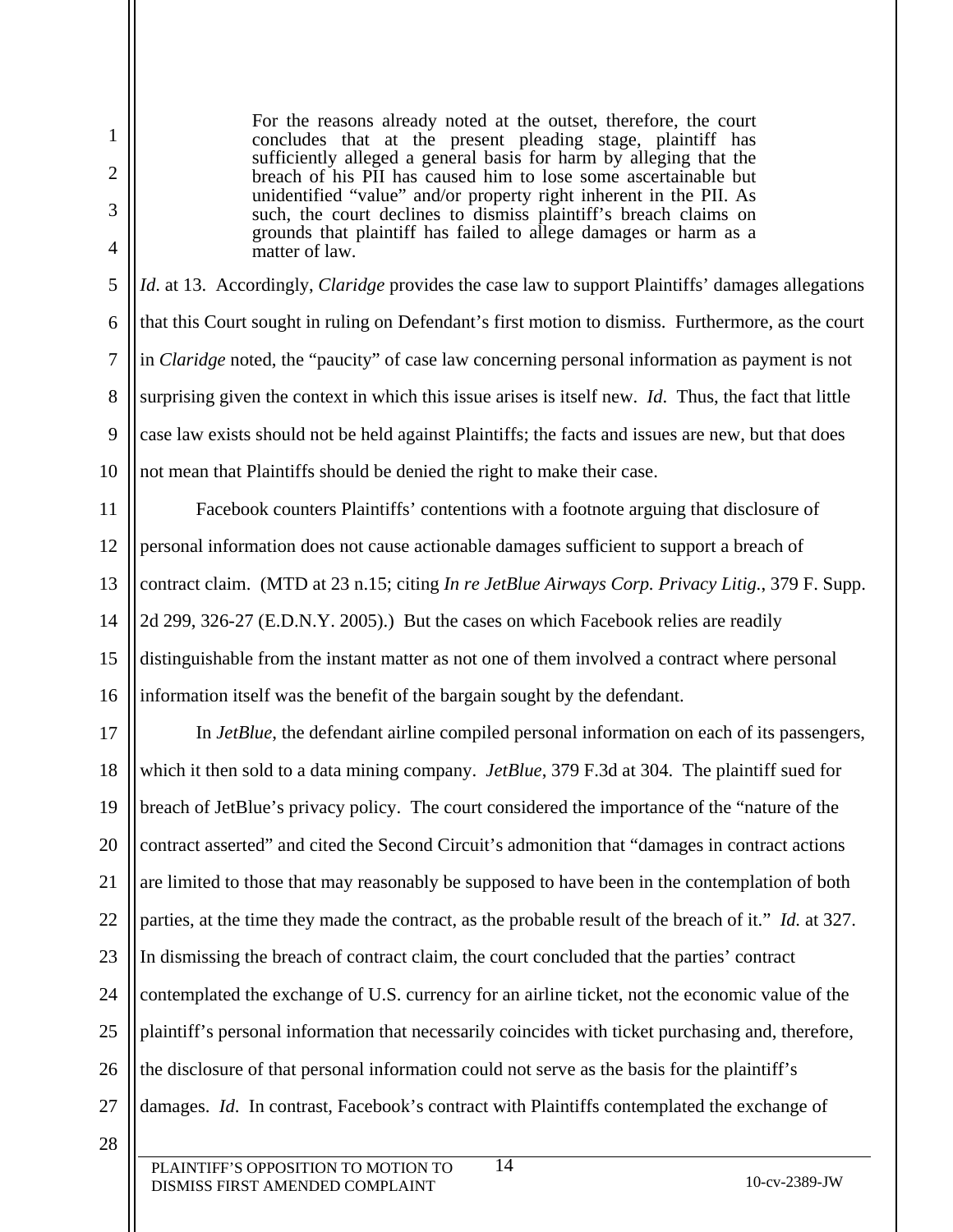> For the reasons already noted at the outset, therefore, the court concludes that at the present pleading stage, plaintiff has sufficiently alleged a general basis for harm by alleging that the breach of his PII has caused him to lose some ascertainable but unidentified "value" and/or property right inherent in the PII. As such, the court declines to dismiss plaintiff's breach claims on grounds that plaintiff has failed to allege damages or harm as a matter of law.

*Id*. at 13. Accordingly, *Claridge* provides the case law to support Plaintiffs' damages allegations that this Court sought in ruling on Defendant's first motion to dismiss. Furthermore, as the court in *Claridge* noted, the "paucity" of case law concerning personal information as payment is not surprising given the context in which this issue arises is itself new. *Id*. Thus, the fact that little case law exists should not be held against Plaintiffs; the facts and issues are new, but that does not mean that Plaintiffs should be denied the right to make their case.

Facebook counters Plaintiffs' contentions with a footnote arguing that disclosure of personal information does not cause actionable damages sufficient to support a breach of contract claim. (MTD at 23 n.15; citing *In re JetBlue Airways Corp. Privacy Litig.*, 379 F. Supp. 2d 299, 326-27 (E.D.N.Y. 2005).) But the cases on which Facebook relies are readily distinguishable from the instant matter as not one of them involved a contract where personal information itself was the benefit of the bargain sought by the defendant.

In *JetBlue*, the defendant airline compiled personal information on each of its passengers, which it then sold to a data mining company. *JetBlue*, 379 F.3d at 304. The plaintiff sued for breach of JetBlue's privacy policy. The court considered the importance of the "nature of the contract asserted" and cited the Second Circuit's admonition that "damages in contract actions are limited to those that may reasonably be supposed to have been in the contemplation of both parties, at the time they made the contract, as the probable result of the breach of it." *Id.* at 327. In dismissing the breach of contract claim, the court concluded that the parties' contract contemplated the exchange of U.S. currency for an airline ticket, not the economic value of the plaintiff's personal information that necessarily coincides with ticket purchasing and, therefore, the disclosure of that personal information could not serve as the basis for the plaintiff's damages. *Id*. In contrast, Facebook's contract with Plaintiffs contemplated the exchange of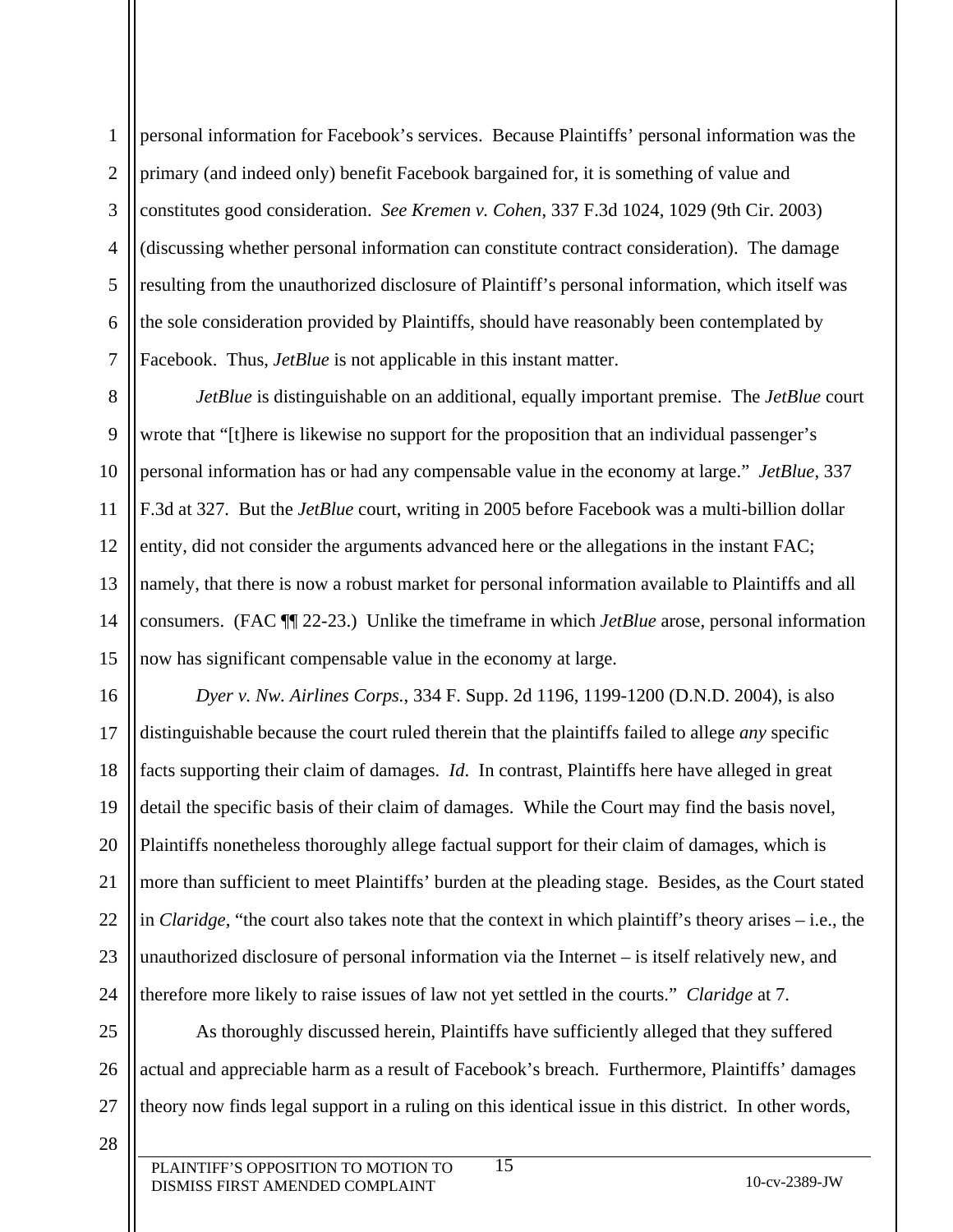personal information for Facebook's services. Because Plaintiffs' personal information was the primary (and indeed only) benefit Facebook bargained for, it is something of value and constitutes good consideration. *See Kremen v. Cohen*, 337 F.3d 1024, 1029 (9th Cir. 2003) (discussing whether personal information can constitute contract consideration). The damage resulting from the unauthorized disclosure of Plaintiff's personal information, which itself was the sole consideration provided by Plaintiffs, should have reasonably been contemplated by Facebook. Thus, *JetBlue* is not applicable in this instant matter.

*JetBlue* is distinguishable on an additional, equally important premise. The *JetBlue* court wrote that "[t]here is likewise no support for the proposition that an individual passenger's personal information has or had any compensable value in the economy at large." *JetBlue*, 337 F.3d at 327. But the *JetBlue* court, writing in 2005 before Facebook was a multi-billion dollar entity, did not consider the arguments advanced here or the allegations in the instant FAC; namely, that there is now a robust market for personal information available to Plaintiffs and all consumers. (FAC ¶¶ 22-23.) Unlike the timeframe in which *JetBlue* arose, personal information now has significant compensable value in the economy at large.

*Dyer v. Nw. Airlines Corps.*, 334 F. Supp. 2d 1196, 1199-1200 (D.N.D. 2004), is also distinguishable because the court ruled therein that the plaintiffs failed to allege *any* specific facts supporting their claim of damages. *Id*. In contrast, Plaintiffs here have alleged in great detail the specific basis of their claim of damages. While the Court may find the basis novel, Plaintiffs nonetheless thoroughly allege factual support for their claim of damages, which is more than sufficient to meet Plaintiffs' burden at the pleading stage. Besides, as the Court stated in *Claridge*, "the court also takes note that the context in which plaintiff's theory arises – i.e., the unauthorized disclosure of personal information via the Internet – is itself relatively new, and therefore more likely to raise issues of law not yet settled in the courts." *Claridge* at 7.

As thoroughly discussed herein, Plaintiffs have sufficiently alleged that they suffered actual and appreciable harm as a result of Facebook's breach. Furthermore, Plaintiffs' damages theory now finds legal support in a ruling on this identical issue in this district. In other words,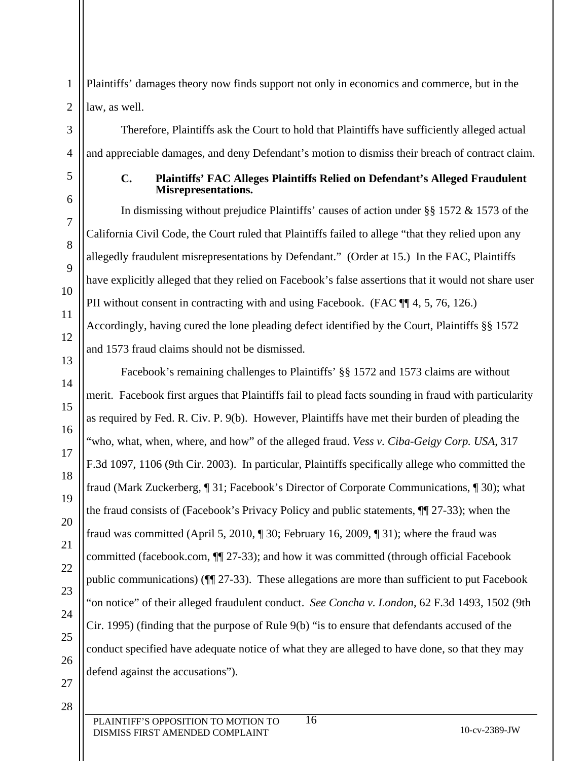Plaintiffs' damages theory now finds support not only in economics and commerce, but in the law, as well.

Therefore, Plaintiffs ask the Court to hold that Plaintiffs have sufficiently alleged actual and appreciable damages, and deny Defendant's motion to dismiss their breach of contract claim.

### C. Plaintiffs' FAC Alleges Plaintiffs Relied on Defendant's Alleged Fraudulent Misrepresentations.

In dismissing without prejudice Plaintiffs' causes of action under §§ 1572 & 1573 of the California Civil Code, the Court ruled that Plaintiffs failed to allege "that they relied upon any allegedly fraudulent misrepresentations by Defendant." (Order at 15.) In the FAC, Plaintiffs have explicitly alleged that they relied on Facebook's false assertions that it would not share user PII without consent in contracting with and using Facebook. (FAC ¶¶ 4, 5, 76, 126.) Accordingly, having cured the lone pleading defect identified by the Court, Plaintiffs §§ 1572 and 1573 fraud claims should not be dismissed.

Facebook's remaining challenges to Plaintiffs' §§ 1572 and 1573 claims are without merit. Facebook first argues that Plaintiffs fail to plead facts sounding in fraud with particularity as required by Fed. R. Civ. P. 9(b). However, Plaintiffs have met their burden of pleading the "who, what, when, where, and how" of the alleged fraud. *Vess v. Ciba-Geigy Corp. USA*, 317 F.3d 1097, 1106 (9th Cir. 2003). In particular, Plaintiffs specifically allege who committed the fraud (Mark Zuckerberg, ¶ 31; Facebook's Director of Corporate Communications, ¶ 30); what the fraud consists of (Facebook's Privacy Policy and public statements, ¶¶ 27-33); when the fraud was committed (April 5, 2010, ¶ 30; February 16, 2009, ¶ 31); where the fraud was committed (facebook.com, ¶¶ 27-33); and how it was committed (through official Facebook public communications) (¶¶ 27-33). These allegations are more than sufficient to put Facebook "on notice" of their alleged fraudulent conduct. *See Concha v. London*, 62 F.3d 1493, 1502 (9th Cir. 1995) (finding that the purpose of Rule 9(b) "is to ensure that defendants accused of the conduct specified have adequate notice of what they are alleged to have done, so that they may defend against the accusations").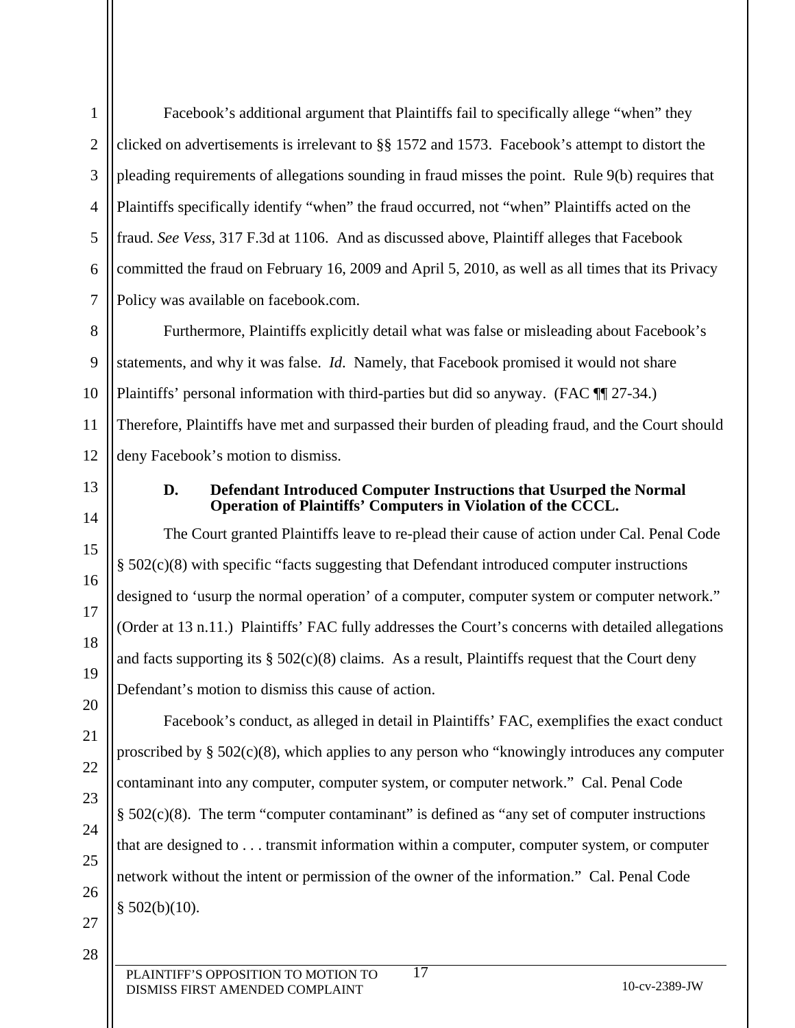Facebook's additional argument that Plaintiffs fail to specifically allege "when" they clicked on advertisements is irrelevant to §§ 1572 and 1573. Facebook's attempt to distort the pleading requirements of allegations sounding in fraud misses the point. Rule 9(b) requires that Plaintiffs specifically identify "when" the fraud occurred, not "when" Plaintiffs acted on the fraud. *See Vess*, 317 F.3d at 1106. And as discussed above, Plaintiff alleges that Facebook committed the fraud on February 16, 2009 and April 5, 2010, as well as all times that its Privacy Policy was available on facebook.com.

Furthermore, Plaintiffs explicitly detail what was false or misleading about Facebook's statements, and why it was false. *Id*. Namely, that Facebook promised it would not share Plaintiffs' personal information with third-parties but did so anyway. (FAC ¶¶ 27-34.) Therefore, Plaintiffs have met and surpassed their burden of pleading fraud, and the Court should deny Facebook's motion to dismiss.

### D. Defendant Introduced Computer Instructions that Usurped the Normal Operation of Plaintiffs' Computers in Violation of the CCCL.

The Court granted Plaintiffs leave to re-plead their cause of action under Cal. Penal Code § 502(c)(8) with specific "facts suggesting that Defendant introduced computer instructions designed to 'usurp the normal operation' of a computer, computer system or computer network." (Order at 13 n.11.) Plaintiffs' FAC fully addresses the Court's concerns with detailed allegations and facts supporting its § 502(c)(8) claims. As a result, Plaintiffs request that the Court deny Defendant's motion to dismiss this cause of action.

Facebook's conduct, as alleged in detail in Plaintiffs' FAC, exemplifies the exact conduct proscribed by § 502(c)(8), which applies to any person who "knowingly introduces any computer contaminant into any computer, computer system, or computer network." Cal. Penal Code § 502(c)(8). The term "computer contaminant" is defined as "any set of computer instructions that are designed to . . . transmit information within a computer, computer system, or computer network without the intent or permission of the owner of the information." Cal. Penal Code § 502(b)(10).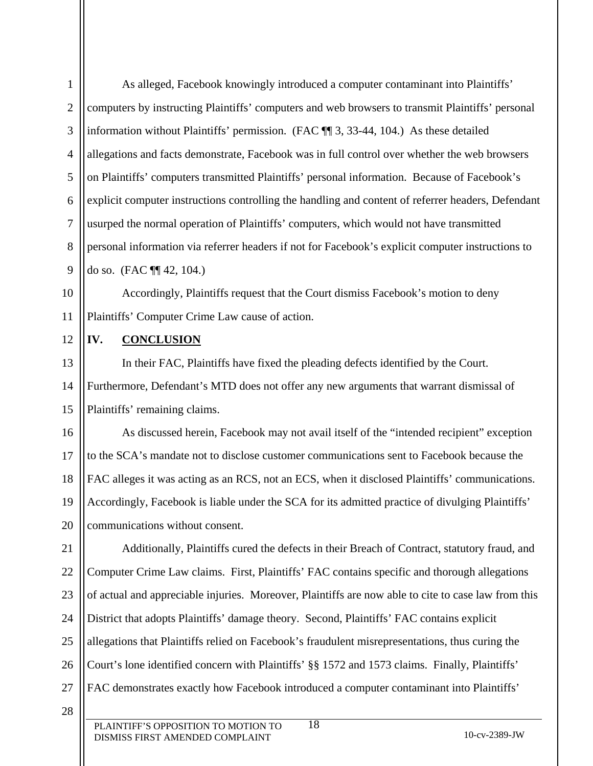As alleged, Facebook knowingly introduced a computer contaminant into Plaintiffs' computers by instructing Plaintiffs' computers and web browsers to transmit Plaintiffs' personal information without Plaintiffs' permission. (FAC ¶¶ 3, 33-44, 104.) As these detailed allegations and facts demonstrate, Facebook was in full control over whether the web browsers on Plaintiffs' computers transmitted Plaintiffs' personal information. Because of Facebook's explicit computer instructions controlling the handling and content of referrer headers, Defendant usurped the normal operation of Plaintiffs' computers, which would not have transmitted personal information via referrer headers if not for Facebook's explicit computer instructions to do so. (FAC ¶¶ 42, 104.)

Accordingly, Plaintiffs request that the Court dismiss Facebook's motion to deny Plaintiffs' Computer Crime Law cause of action.

## IV. CONCLUSION

In their FAC, Plaintiffs have fixed the pleading defects identified by the Court. Furthermore, Defendant's MTD does not offer any new arguments that warrant dismissal of Plaintiffs' remaining claims.

As discussed herein, Facebook may not avail itself of the "intended recipient" exception to the SCA's mandate not to disclose customer communications sent to Facebook because the FAC alleges it was acting as an RCS, not an ECS, when it disclosed Plaintiffs' communications. Accordingly, Facebook is liable under the SCA for its admitted practice of divulging Plaintiffs' communications without consent.

Additionally, Plaintiffs cured the defects in their Breach of Contract, statutory fraud, and Computer Crime Law claims. First, Plaintiffs' FAC contains specific and thorough allegations of actual and appreciable injuries. Moreover, Plaintiffs are now able to cite to case law from this District that adopts Plaintiffs' damage theory. Second, Plaintiffs' FAC contains explicit allegations that Plaintiffs relied on Facebook's fraudulent misrepresentations, thus curing the Court's lone identified concern with Plaintiffs' §§ 1572 and 1573 claims. Finally, Plaintiffs' FAC demonstrates exactly how Facebook introduced a computer contaminant into Plaintiffs'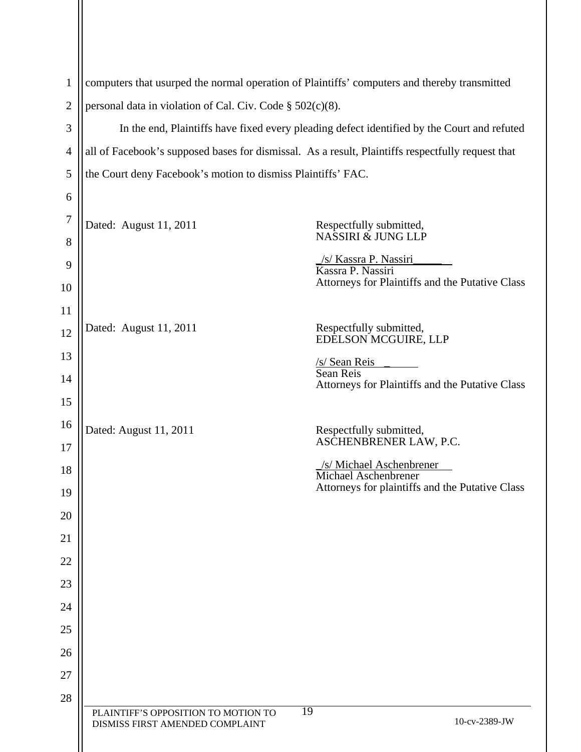computers that usurped the normal operation of Plaintiffs' computers and thereby transmitted personal data in violation of Cal. Civ. Code § 502(c)(8).

In the end, Plaintiffs have fixed every pleading defect identified by the Court and refuted all of Facebook's supposed bases for dismissal. As a result, Plaintiffs respectfully request that the Court deny Facebook's motion to dismiss Plaintiffs' FAC.

Dated: August 11, 2011

Respectfully submitted,
NASSIRI & JUNG LLP

_/s/ Kassra P. Nassiri_____
Kassra P. Nassiri
Attorneys for Plaintiffs and the Putative Class

Dated: August 11, 2011

Respectfully submitted,
EDELSON MCGUIRE, LLP

/s/ Sean Reis _
Sean Reis
Attorneys for Plaintiffs and the Putative Class

Dated: August 11, 2011

Respectfully submitted,
ASCHENBRENER LAW, P.C.

_/s/ Michael Aschenbrener
Michael Aschenbrener
Attorneys for plaintiffs and the Putative Class